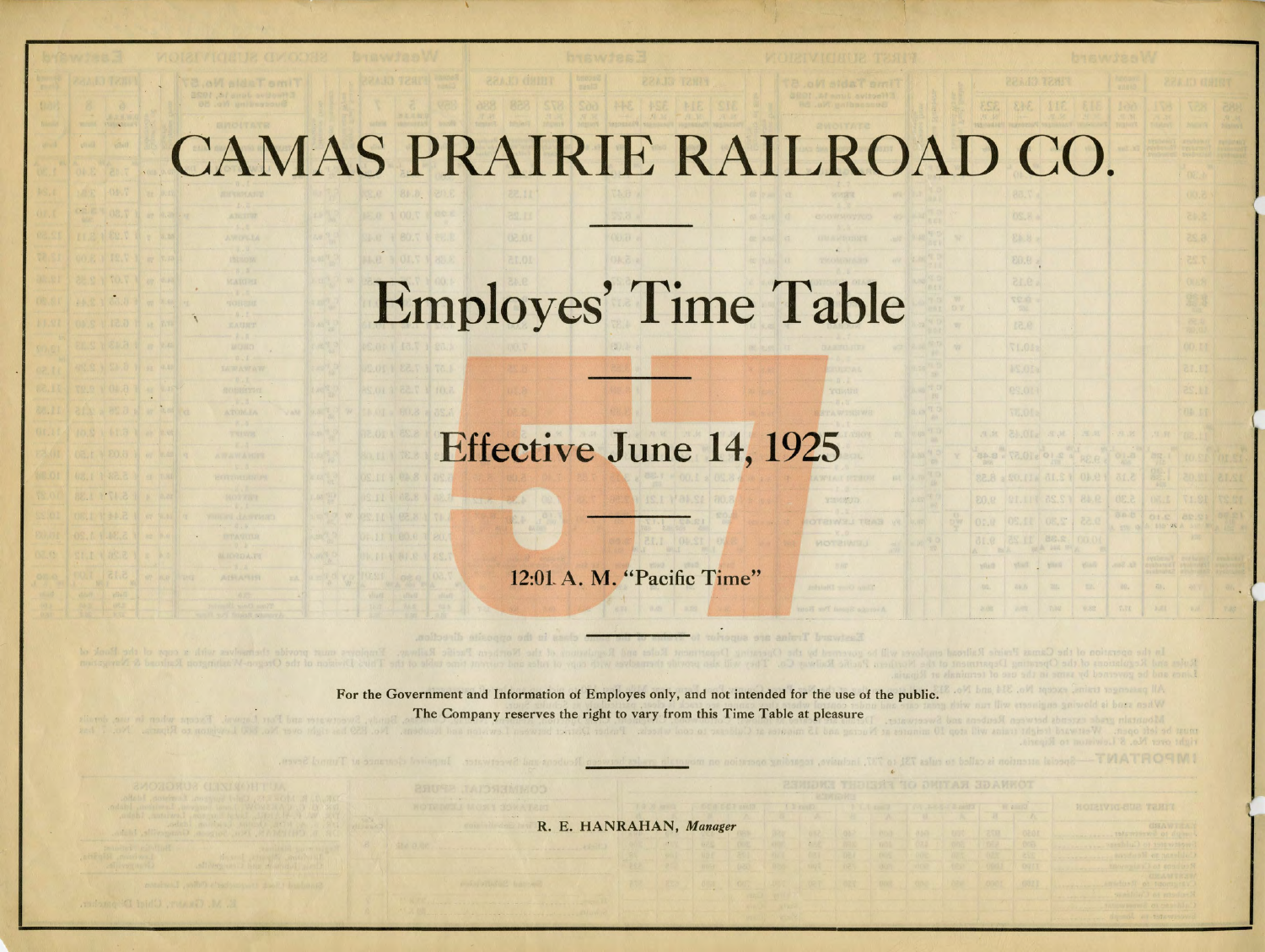# CAMAS PRAIRIE RAILROAD CO.

## Employes' Time Table

# 57

## Effective June 14, 1925

**12:01 A. M. "Pacific Time"**

**For the Government and Information of Employes only, and not intended for the use of the public.**

**The Company reserves the right to vary from this Time Table at pleasure**

R. E. HANRAHAN, *Manager*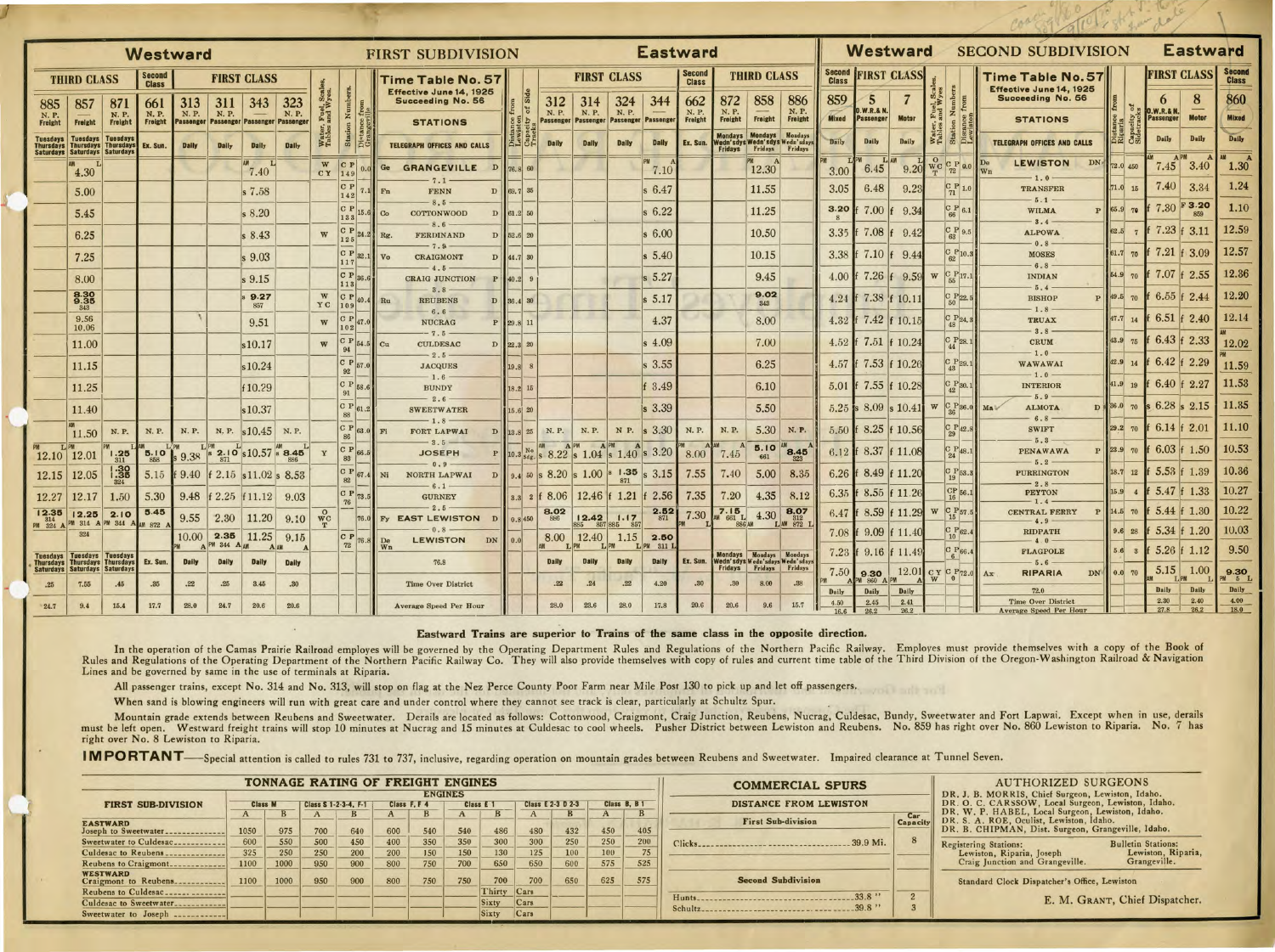## FIRST SUBDIVISION

**Time Table No. 57**
Effective June 14, 1925
Succeeding No. 56

| Westward 885 N.P. Freight (Third Class) | 857 Freight (Third Class) | 871 N.P. Freight (Third Class) | 661 N.P. Freight (Second Class) | 313 N.P. Passenger (First Class) | 311 N.P. Passenger (First Class) | 343 Passenger (First Class) | 323 N.P. Passenger (First Class) | Water, Fuel, Scales, Tables and Wyes | Station Numbers | Distance from Grangeville | STATIONS — Telegraph Offices and Calls | Distance from Lewiston | Capacity of Side Tracks | Eastward 312 N.P. Passenger (First Class) | 314 N.P. Passenger (First Class) | 324 N.P. Passenger (First Class) | 344 Passenger (First Class) | 662 N.P. Freight (Second Class) | 872 N.P. Freight (Third Class) | 858 Freight (Third Class) | 886 N.P. Freight (Third Class) |
|---|---|---|---|---|---|---|---|---|---|---|---|---|---|---|---|---|---|---|---|---|---|
| Tuesdays Thursdays Saturdays | Tuesdays Thursdays Saturdays | Tuesdays Thursdays Saturdays | Ex. Sun. | Daily | Daily | Daily | Daily | | | | | | | Daily | Daily | Daily | Daily | Ex. Sun. | Mondays Wedn'sdys Fridays | Mondays Wedn'sdys Fridays | Mondays Wedn'sdys Fridays |
| | AM 4.30 L | | | | | AM 7.40 L | | W CY | CP 149 | 0.0 | Ge GRANGEVILLE D | 76.8 | 60 | | | | PM 7.10 A | | | PM 12.30 A | |
| | 5.00 | | | | | s 7.58 | | | CP 142 | 7.1 | — 7.1 — Fn FENN D | 69.7 | 35 | | | | s 6.47 | | | 11.55 | |
| | 5.45 | | | | | s 8.20 | | | CP 133 | 15.6 | — 8.5 — Co COTTONWOOD D | 61.2 | 50 | | | | s 6.22 | | | 11.25 | |
| | 6.25 | | | | | s 8.43 | | W | CP 125 | 24.2 | — 8.6 — Rg FERDINAND D | 52.6 | 20 | | | | s 6.00 | | | 10.50 | |
| | 7.25 | | | | | s 9.03 | | | CP 117 | 32.1 | — 7.9 — Vo CRAIGMONT D | 44.7 | 30 | | | | s 5.40 | | | 10.15 | |
| | 8.00 | | | | | s 9.15 | | | CP 113 | 36.6 | — 4.5 — CRAIG JUNCTION P | 40.2 | 9 | | | | s 5.27 | | | 9.45 | |
| | 8.30 9.35 343 | | | | | s 9.27 857 | | W YC | CP 109 | 40.4 | — 3.8 — Ru REUBENS D | 36.4 | 30 | | | | s 5.17 | | | 9.02 343 | |
| | 9.56 10.06 | | | | | 9.51 | | W | CP 102 | 47.0 | — 6.6 — NUCRAG P | 29.8 | 11 | | | | 4.37 | | | 8.00 | |
| | 11.00 | | | | | s10.17 | | W | CP 94 | 54.5 | — 7.5 — Cu CULDESAC D | 22.3 | 20 | | | | s 4.09 | | | 7.00 | |
| | 11.15 | | | | | s10.24 | | | CP 92 | 57.0 | — 2.5 — JACQUES | 19.8 | 8 | | | | s 3.55 | | | 6.25 | |
| | 11.25 | | | | | f10.29 | | | CP 91 | 58.6 | — 1.6 — BUNDY | 18.2 | 15 | | | | f 3.49 | | | 6.10 | |
| | 11.40 | | | | | s10.37 | | | CP 88 | 61.2 | — 2.6 — SWEETWATER | 15.6 | 20 | | | | s 3.39 | | | 5.50 | |
| | AM 11.50 | N. P. | N. P. | N. P. | N. P. | s10.45 | N. P. | | CP 86 | 63.0 | — 1.8 — Fl FORT LAPWAI D | 13.8 | 25 | N. P. | N. P. | N P. | s 3.30 | N. P. | N. P. | 5.30 | N. P. |
| PM 12.10 L | PM 12.01 | PM 1.25 311 | AM 5.10 858 L | PM s 9.38 L | PM s 2.10 871 L | s10.57 | AM s 8.45 886 L | Y | CP 83 | 65.5 | — 2.5 — JOSEPH P | 10.3 | No Sdg. | AM s 8.22 A | PM s 1.04 A | PM s 1.40 A | s 3.20 | PM 8.00 A | AM 7.45 A | 5.10 661 | AM 8.45 323 A |
| 12.15 | 12.05 | 1.30 1.35 324 | 5.15 | f 9.40 | f 2.15 | s11.02 | s 8.53 | | CP 82 | 67.4 | — 0.9 — Ni NORTH LAPWAI D | 9.4 | 50 | s 8.20 | s 1.00 | s 1.35 871 | s 3.15 | 7.55 | 7.40 | 5.00 | 8.35 |
| 12.27 | 12.17 | 1.50 | 5.30 | 9.48 | f 2.25 | f11.12 | 9.03 | | CP 76 | 73.5 | — 6.1 — GURNEY | 3.3 | 2 | f 8.06 | 12.46 | f 1.21 | f 2.56 | 7.35 | 7.20 | 4.35 | 8.12 |
| 12.35 314 PM 324 A | 12.25 PM 314 A | 2.10 PM 344 A | 5.45 AM 872 A | 9.55 | 2.30 | 11.20 | 9.10 | O WC T | | 76.0 | — 2.5 — Fy EAST LEWISTON D | 0.8 | 450 | 8.02 886 | 12.42 885 857 | 1.17 885 857 | 2.52 871 | 7.30 PM | AM 7.15 661 L | 4.30 886 AM | 8.07 312 872 L AM |
| | 324 | | | 10.00 PM | 2.35 PM 344 A | 11.25 AM | 9.15 A | | CP 72 | 76.8 | — 0.8 — De Wn LEWISTON DN | 0.0 | | 8.00 AM L | 12.40 PM L | 1.15 PM L | 2.50 PM 311 L | | | | |
| Tuesdays Thursdays Saturdays | Tuesdays Thursdays Saturdays | Tuesdays Thursdays Saturdays | Ex. Sun. | Daily | Daily | Daily | Daily | | | | 76.8 | | | Daily | Daily | Daily | Daily | Ex. Sun. | Mondays Wedn'sdys Fridays | Mondays Wedn'sdys Fridays | Mondays Wedn'sdys Fridays |
| .25 | 7.55 | .45 | .35 | .22 | .25 | 3.45 | .30 | | | | Time Over District | | | .22 | .24 | .22 | 4.20 | .30 | .30 | 8.00 | .38 |
| 24.7 | 9.4 | 15.4 | 17.7 | 28.0 | 24.7 | 20.6 | 20.6 | | | | Average Speed Per Hour | | | 28.0 | 23.6 | 28.0 | 17.8 | 20.6 | 20.6 | 9.6 | 15.7 |

## SECOND SUBDIVISION

**Time Table No. 57**
Effective June 14, 1925
Succeeding No. 56

| Westward 859 Mixed (Second Class) | 5 O.W.R.&N. Passenger (First Class) | 7 Motor (First Class) | Water, Fuel, Scales, Tables and Wyes | Station Numbers | Distance from Lewiston | STATIONS — Telegraph Offices and Calls | Distance from Riparia | Capacity of Side Tracks | Eastward 6 O.W.R.&N. Passenger (First Class) | 8 Motor (First Class) | 860 Mixed (Second Class) |
|---|---|---|---|---|---|---|---|---|---|---|---|
| Daily | Daily | Daily | | | | | | | Daily | Daily | Daily |
| PM 3.00 L | PM 6.45 L | AM 9.20 L | O WC T | CP 72 | 0.0 | De Wn LEWISTON DN | 72.0 | 450 | AM 7.45 A | PM 3.40 A | AM 1.30 A |
| 3.05 | 6.48 | 9.23 | | CP 71 | 1.0 | — 1.0 — TRANSFER | 71.0 | 15 | 7.40 | 3.34 | 1.24 |
| 3.20 8 | f 7.00 | f 9.34 | | CP 66 | 6.1 | — 5.1 — WILMA P | 65.9 | 70 | f 7.30 | F 3.20 859 | 1.10 |
| 3.35 | f 7.08 | f 9.42 | | CP 63 | 9.5 | — 3.4 — ALPOWA | 62.5 | 7 | f 7.23 | f 3.11 | 12.59 |
| 3.38 | f 7.10 | f 9.44 | | CP 62 | 10.3 | — 0.8 — MOSES | 61.7 | 70 | f 7.21 | f 3.09 | 12.57 |
| 4.00 | f 7.26 | f 9.59 | W | CP 55 | 17.1 | — 6.8 — INDIAN | 54.9 | 70 | f 7.07 | f 2.55 | 12.36 |
| 4.21 | f 7.38 | f 10.11 | | CP 50 | 22.5 | — 5.4 — BISHOP P | 49.5 | 70 | f 6.55 | f 2.44 | 12.20 |
| 4.32 | f 7.42 | f 10.15 | | CP 48 | 24.3 | — 1.8 — TRUAX | 47.7 | 14 | f 6.51 | f 2.40 | 12.14 |
| 4.52 | f 7.51 | f 10.24 | | CP 44 | 28.1 | — 3.8 — CRUM | 43.9 | 75 | f 6.43 | f 2.33 | AM 12.02 |
| 4.57 | f 7.53 | f 10.26 | | CP 43 | 29.1 | — 1.0 — WAWAWAI | 42.9 | 14 | f 6.42 | f 2.29 | PM 11.59 |
| 5.01 | f 7.55 | f 10.28 | | CP 42 | 30.1 | — 1.0 — INTERIOR | 41.9 | 19 | f 6.40 | f 2.27 | 11.53 |
| 5.25 | s 8.09 | s 10.41 | W | CP 36 | 36.0 | — 5.9 — Ma ALMOTA D | 36.0 | 70 | s 6.28 | s 2.15 | 11.35 |
| 5.50 | f 8.25 | f 10.56 | | CP 29 | 42.8 | — 6.8 — SWIFT | 29.2 | 70 | f 6.14 | f 2.01 | 11.10 |
| 6.12 | f 8.37 | f 11.08 | | CP 24 | 48.1 | — 5.3 — PENAWAWA P | 23.9 | 70 | f 6.03 | f 1.50 | 10.53 |
| 6.26 | f 8.49 | f 11.20 | | CP 19 | 53.3 | — 5.2 — PURRINGTON | 18.7 | 12 | f 5.53 | f 1.39 | 10.36 |
| 6.35 | f 8.55 | f 11.26 | | CP 16 | 56.1 | — 2.8 — PEYTON | 15.9 | 4 | f 5.47 | f 1.33 | 10.27 |
| 6.47 | f 8.59 | f 11.29 | W | CP 15 | 57.5 | — 1.4 — CENTRAL FERRY P | 14.5 | 70 | f 5.44 | f 1.30 | 10.22 |
| 7.08 | f 9.09 | f 11.40 | | CP 10 | 62.4 | — 4.9 — RIDPATH | 9.6 | 28 | f 5.34 | f 1.20 | 10.03 |
| 7.23 | f 9.16 | f 11.49 | | CP 6 | 66.4 | — 4.0 — FLAGPOLE | 5.6 | 3 | f 5.26 | f 1.12 | 9.50 |
| 7.50 PM A | 9.30 PM 860 A | 12.01 PM A | CY W | CP 0 | 72.0 | — 5.6 — Ax RIPARIA DN | 0.0 | 70 | 5.15 AM | 1.00 PM L | 9.30 PM 5 L |
| Daily | Daily | Daily | | | | 72.0 | | | Daily | Daily | Daily |
| 4.50 | 2.45 | 2.41 | | | | Time Over District | | | 2.30 | 2.40 | 4.00 |
| 16.6 | 26.2 | 26.2 | | | | Average Speed Per Hour | | | 27.8 | 26.2 | 18.0 |

**Eastward Trains are superior to Trains of the same class in the opposite direction.**

In the operation of the Camas Prairie Railroad employes will be governed by the Operating Department Rules and Regulations of the Northern Pacific Railway. Employes must provide themselves with a copy of the Book of Rules and Regulations of the Operating Department of the Northern Pacific Railway Co. They will also provide themselves with copy of rules and current time table of the Third Division of the Oregon-Washington Railroad & Navigation Lines and be governed by same in the use of terminals at Riparia.

All passenger trains, except No. 314 and No. 313, will stop on flag at the Nez Perce County Poor Farm near Mile Post 130 to pick up and let off passengers.

When sand is blowing engineers will run with great care and under control where they cannot see track is clear, particularly at Schultz Spur.

Mountain grade extends between Reubens and Sweetwater. Derails are located as follows: Cottonwood, Craigmont, Craig Junction, Reubens, Nucrag, Culdesac, Bundy, Sweetwater and Fort Lapwai. Except when in use, derails must be left open. Westward freight trains will stop 10 minutes at Nucrag and 15 minutes at Culdesac to cool wheels. Pusher District between Lewiston and Reubens. No. 859 has right over No. 860 Lewiston to Riparia. No. 7 has right over No. 8 Lewiston to Riparia.

**IMPORTANT**—Special attention is called to rules 731 to 737, inclusive, regarding operation on mountain grades between Reubens and Sweetwater. Impaired clearance at Tunnel Seven.

### TONNAGE RATING OF FREIGHT ENGINES

| FIRST SUB-DIVISION | Class M A | Class M B | Class S 1-2-3-4, F-1 A | Class S 1-2-3-4, F-1 B | Class F, F 4 A | Class F, F 4 B | Class E 1 A | Class E 1 B | Class E 2-3 D 2-3 A | Class E 2-3 D 2-3 B | Class B, B 1 A | Class B, B 1 B |
|---|---|---|---|---|---|---|---|---|---|---|---|---|
| **EASTWARD** | | | | | | | | | | | | |
| Joseph to Sweetwater | 1050 | 975 | 700 | 640 | 600 | 540 | 540 | 486 | 480 | 432 | 450 | 405 |
| Sweetwater to Culdesac | 600 | 550 | 500 | 450 | 400 | 350 | 350 | 300 | 300 | 250 | 250 | 200 |
| Culdesac to Reubens | 325 | 250 | 250 | 200 | 200 | 150 | 150 | 130 | 125 | 100 | 100 | 75 |
| Reubens to Craigmont | 1100 | 1000 | 950 | 900 | 800 | 750 | 700 | 650 | 650 | 600 | 575 | 525 |
| **WESTWARD** | | | | | | | | | | | | |
| Craigmont to Reubens | 1100 | 1000 | 950 | 900 | 800 | 750 | 750 | 700 | 700 | 650 | 625 | 575 |
| Reubens to Culdesac | | | | | | | | Thirty | Cars | | | |
| Culdesac to Sweetwater | | | | | | | | Sixty | Cars | | | |
| Sweetwater to Joseph | | | | | | | | Sixty | Cars | | | |

### COMMERCIAL SPURS

| DISTANCE FROM LEWISTON | | Car Capacity |
|---|---|---|
| **First Sub-division** | | |
| Clicks | 39.9 Mi. | 8 |
| **Second Subdivision** | | |
| Hunts | 33.8 " | 2 |
| Schultz | 39.8 " | 3 |

### AUTHORIZED SURGEONS

DR. J. B. MORRIS, Chief Surgeon, Lewiston, Idaho.
DR. O. C. CARSSOW, Local Surgeon, Lewiston, Idaho.
DR. W. P. HABEL, Local Surgeon, Lewiston, Idaho.
DR. S. A. ROE, Oculist, Lewiston, Idaho.
DR. B. CHIPMAN, Dist. Surgeon, Grangeville, Idaho.

Registering Stations: Lewiston, Riparia, Joseph, Craig Junction and Grangeville.

Bulletin Stations: Lewiston, Riparia, Grangeville.

Standard Clock Dispatcher's Office, Lewiston

E. M. GRANT, Chief Dispatcher.